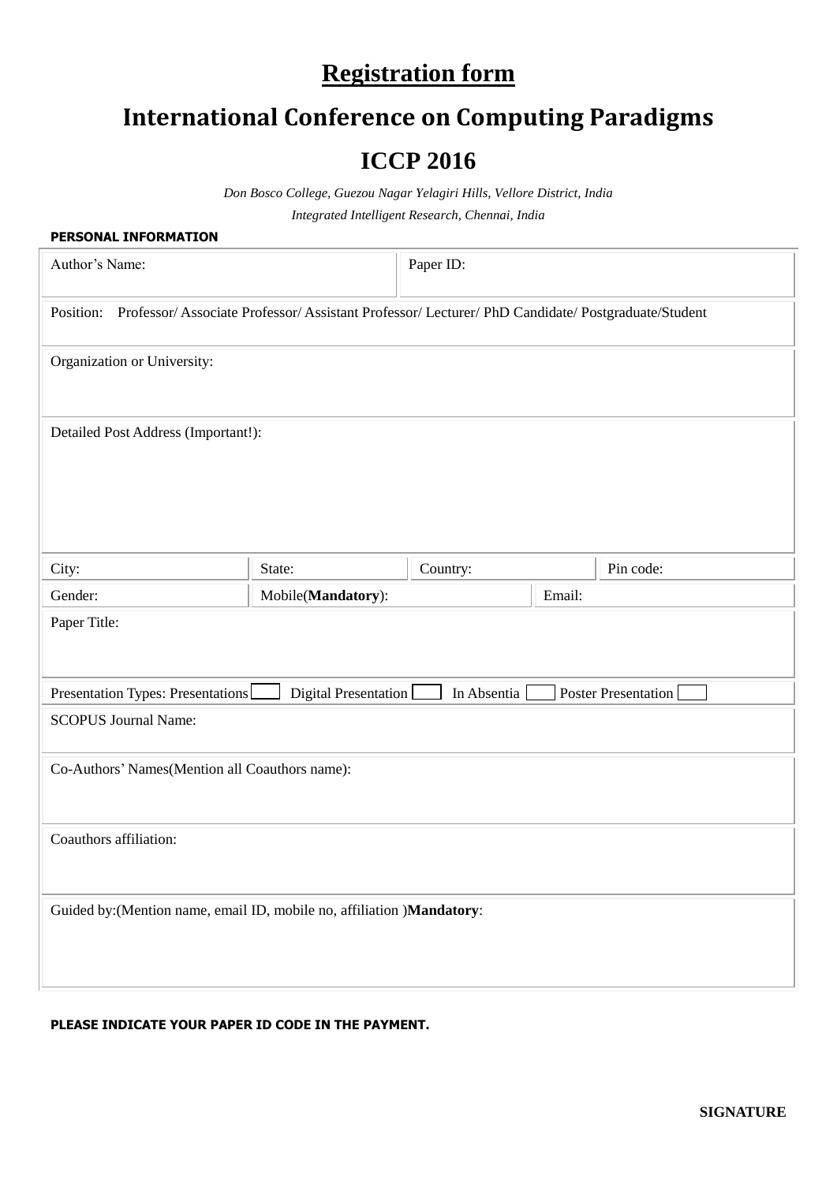# Registration form

# International Conference on Computing Paradigms

## ICCP 2016

*Don Bosco College, Guezou Nagar Yelagiri Hills, Vellore District, India*

*Integrated Intelligent Research, Chennai, India*

**PERSONAL INFORMATION**

| Author's Name: | | Paper ID: | |
|---|---|---|---|
| Position: Professor/ Associate Professor/ Assistant Professor/ Lecturer/ PhD Candidate/ Postgraduate/Student | | | |
| Organization or University: | | | |
| Detailed Post Address (Important!): | | | |
| City: | State: | Country: | Pin code: |
| Gender: | Mobile(**Mandatory**): | Email: | |
| Paper Title: | | | |
| Presentation Types: Presentations ☐ Digital Presentation ☐ In Absentia ☐ Poster Presentation ☐ | | | |
| SCOPUS Journal Name: | | | |
| Co-Authors' Names(Mention all Coauthors name): | | | |
| Coauthors affiliation: | | | |
| Guided by:(Mention name, email ID, mobile no, affiliation )**Mandatory**: | | | |

**PLEASE INDICATE YOUR PAPER ID CODE IN THE PAYMENT.**

**SIGNATURE**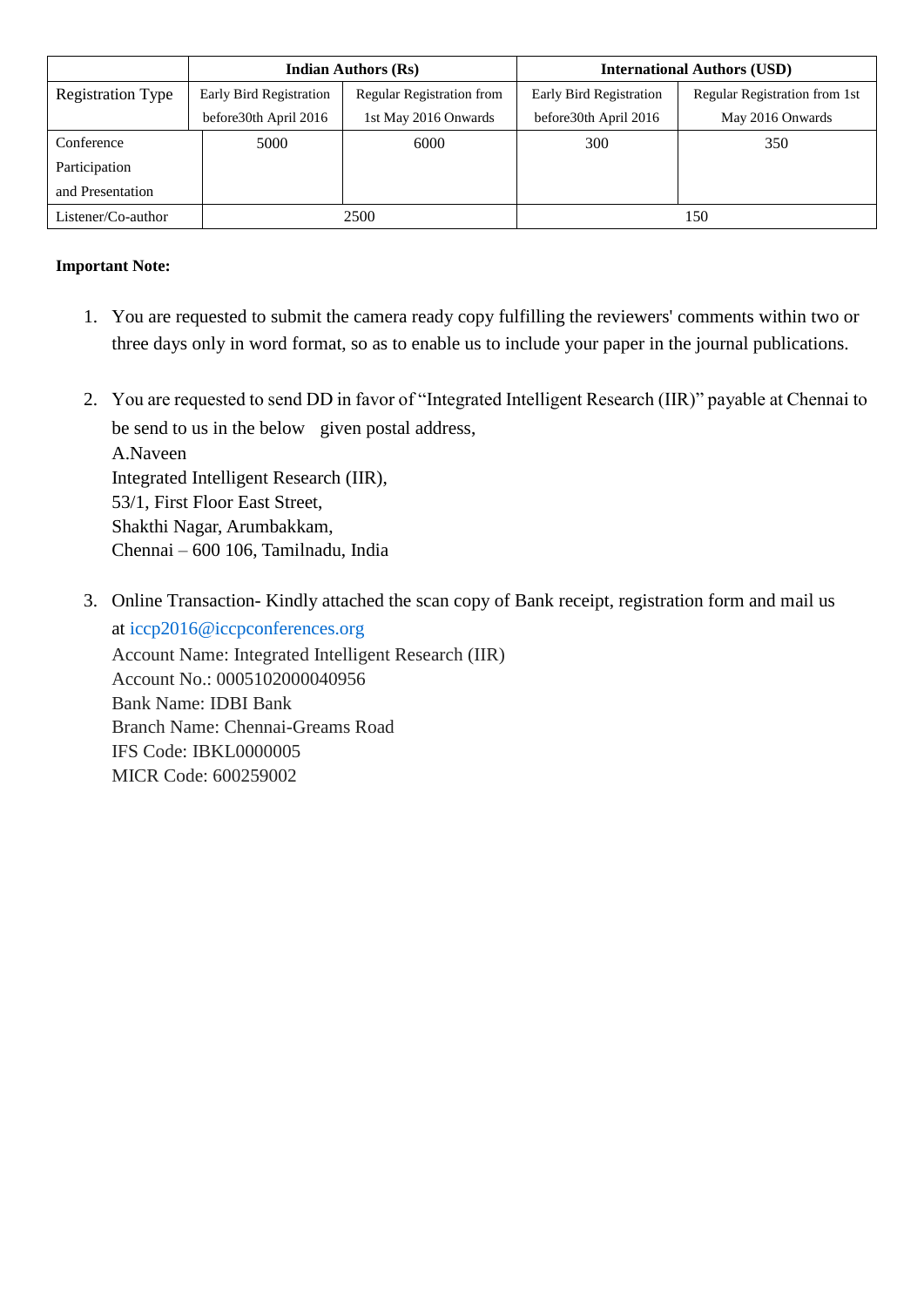| | Indian Authors (Rs) | | International Authors (USD) | |
|---|---|---|---|---|
| Registration Type | Early Bird Registration before30th April 2016 | Regular Registration from 1st May 2016 Onwards | Early Bird Registration before30th April 2016 | Regular Registration from 1st May 2016 Onwards |
| Conference Participation and Presentation | 5000 | 6000 | 300 | 350 |
| Listener/Co-author | 2500 | | 150 | |

**Important Note:**

1. You are requested to submit the camera ready copy fulfilling the reviewers' comments within two or three days only in word format, so as to enable us to include your paper in the journal publications.

2. You are requested to send DD in favor of "Integrated Intelligent Research (IIR)" payable at Chennai to be send to us in the below given postal address,
   A.Naveen
   Integrated Intelligent Research (IIR),
   53/1, First Floor East Street,
   Shakthi Nagar, Arumbakkam,
   Chennai – 600 106, Tamilnadu, India

3. Online Transaction- Kindly attached the scan copy of Bank receipt, registration form and mail us at iccp2016@iccpconferences.org
   Account Name: Integrated Intelligent Research (IIR)
   Account No.: 0005102000040956
   Bank Name: IDBI Bank
   Branch Name: Chennai-Greams Road
   IFS Code: IBKL0000005
   MICR Code: 600259002